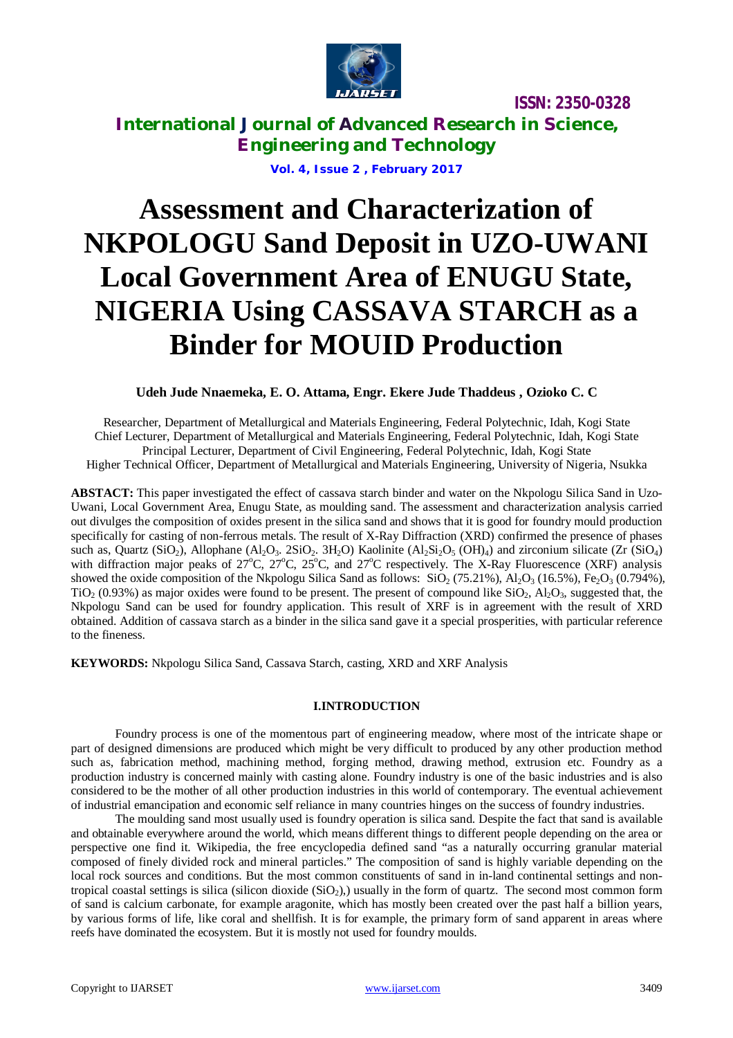# Assessment and Characterization of NKPOLOGU Sand Deposit in UZO-UWANI Local Government Area of ENUGU State, NIGERIA Using CASSAVA STARCH as a Binder for MOUID Production

**Udeh Jude Nnaemeka, E. O. Attama, Engr. Ekere Jude Thaddeus , Ozioko C. C**

Researcher, Department of Metallurgical and Materials Engineering, Federal Polytechnic, Idah, Kogi State
Chief Lecturer, Department of Metallurgical and Materials Engineering, Federal Polytechnic, Idah, Kogi State
Principal Lecturer, Department of Civil Engineering, Federal Polytechnic, Idah, Kogi State
Higher Technical Officer, Department of Metallurgical and Materials Engineering, University of Nigeria, Nsukka

**ABSTACT:** This paper investigated the effect of cassava starch binder and water on the Nkpologu Silica Sand in Uzo-Uwani, Local Government Area, Enugu State, as moulding sand. The assessment and characterization analysis carried out divulges the composition of oxides present in the silica sand and shows that it is good for foundry mould production specifically for casting of non-ferrous metals. The result of X-Ray Diffraction (XRD) confirmed the presence of phases such as, Quartz ($SiO_2$), Allophane ($Al_2O_3$. $2SiO_2$. $3H_2O$) Kaolinite ($Al_2Si_2O_5$ $(OH)_4$) and zirconium silicate ($Zr$ $(SiO_4)$ with diffraction major peaks of $27^oC$, $27^oC$, $25^oC$, and $27^oC$ respectively. The X-Ray Fluorescence (XRF) analysis showed the oxide composition of the Nkpologu Silica Sand as follows: $SiO_2$ (75.21%), $Al_2O_3$ (16.5%), $Fe_2O_3$ (0.794%), $TiO_2$ (0.93%) as major oxides were found to be present. The present of compound like $SiO_2$, $Al_2O_3$, suggested that, the Nkpologu Sand can be used for foundry application. This result of XRF is in agreement with the result of XRD obtained. Addition of cassava starch as a binder in the silica sand gave it a special prosperities, with particular reference to the fineness.

**KEYWORDS:** Nkpologu Silica Sand, Cassava Starch, casting, XRD and XRF Analysis

## I.INTRODUCTION

Foundry process is one of the momentous part of engineering meadow, where most of the intricate shape or part of designed dimensions are produced which might be very difficult to produced by any other production method such as, fabrication method, machining method, forging method, drawing method, extrusion etc. Foundry as a production industry is concerned mainly with casting alone. Foundry industry is one of the basic industries and is also considered to be the mother of all other production industries in this world of contemporary. The eventual achievement of industrial emancipation and economic self reliance in many countries hinges on the success of foundry industries.

The moulding sand most usually used is foundry operation is silica sand. Despite the fact that sand is available and obtainable everywhere around the world, which means different things to different people depending on the area or perspective one find it. Wikipedia, the free encyclopedia defined sand "as a naturally occurring granular material composed of finely divided rock and mineral particles." The composition of sand is highly variable depending on the local rock sources and conditions. But the most common constituents of sand in in-land continental settings and non-tropical coastal settings is silica (silicon dioxide ($SiO_2$),) usually in the form of quartz. The second most common form of sand is calcium carbonate, for example aragonite, which has mostly been created over the past half a billion years, by various forms of life, like coral and shellfish. It is for example, the primary form of sand apparent in areas where reefs have dominated the ecosystem. But it is mostly not used for foundry moulds.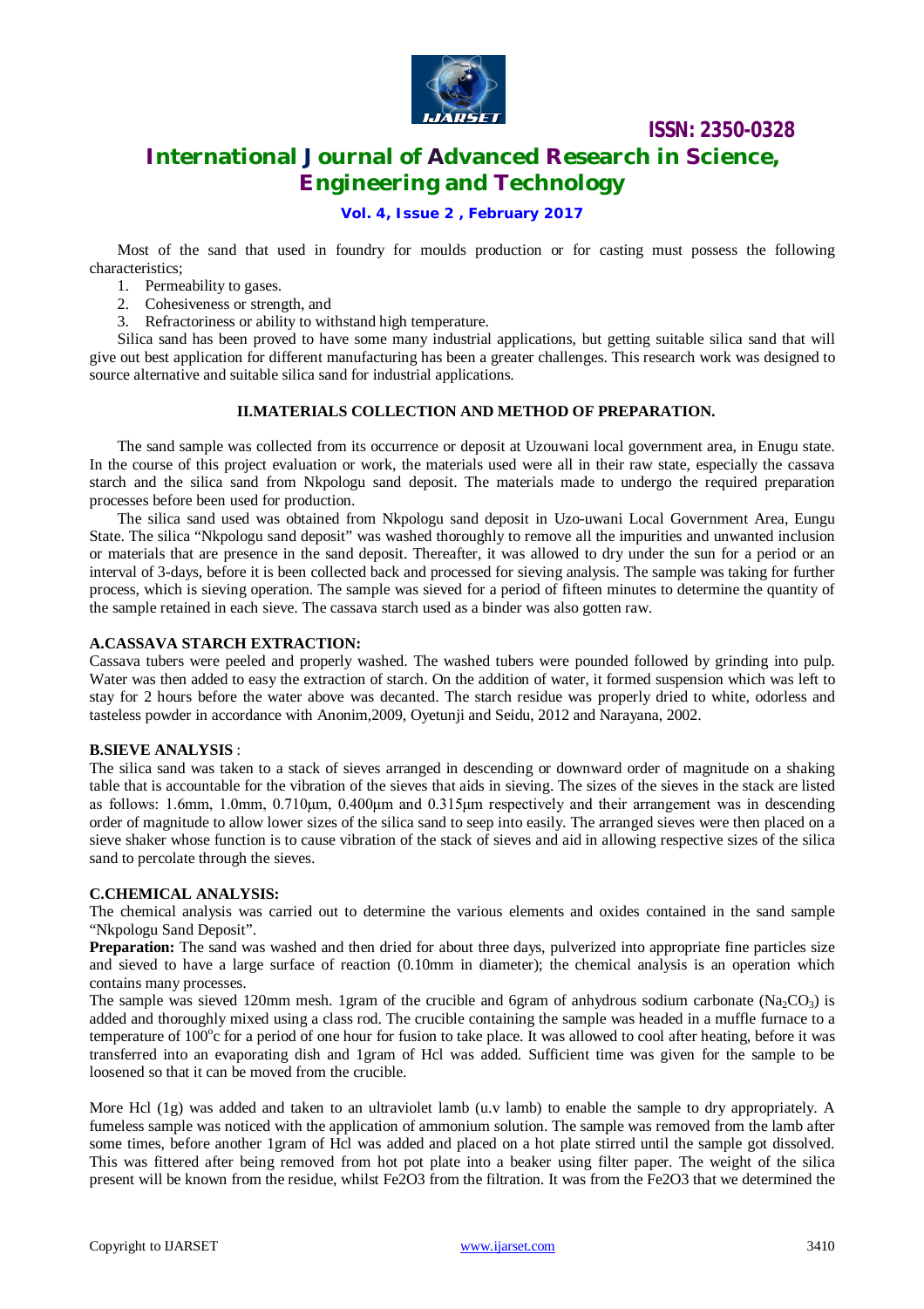Most of the sand that used in foundry for moulds production or for casting must possess the following characteristics;

1. Permeability to gases.
2. Cohesiveness or strength, and
3. Refractoriness or ability to withstand high temperature.

Silica sand has been proved to have some many industrial applications, but getting suitable silica sand that will give out best application for different manufacturing has been a greater challenges. This research work was designed to source alternative and suitable silica sand for industrial applications.

## II.MATERIALS COLLECTION AND METHOD OF PREPARATION.

The sand sample was collected from its occurrence or deposit at Uzouwani local government area, in Enugu state. In the course of this project evaluation or work, the materials used were all in their raw state, especially the cassava starch and the silica sand from Nkpologu sand deposit. The materials made to undergo the required preparation processes before been used for production.

The silica sand used was obtained from Nkpologu sand deposit in Uzo-uwani Local Government Area, Eungu State. The silica "Nkpologu sand deposit" was washed thoroughly to remove all the impurities and unwanted inclusion or materials that are presence in the sand deposit. Thereafter, it was allowed to dry under the sun for a period or an interval of 3-days, before it is been collected back and processed for sieving analysis. The sample was taking for further process, which is sieving operation. The sample was sieved for a period of fifteen minutes to determine the quantity of the sample retained in each sieve. The cassava starch used as a binder was also gotten raw.

### A.CASSAVA STARCH EXTRACTION:

Cassava tubers were peeled and properly washed. The washed tubers were pounded followed by grinding into pulp. Water was then added to easy the extraction of starch. On the addition of water, it formed suspension which was left to stay for 2 hours before the water above was decanted. The starch residue was properly dried to white, odorless and tasteless powder in accordance with Anonim,2009, Oyetunji and Seidu, 2012 and Narayana, 2002.

### B.SIEVE ANALYSIS :

The silica sand was taken to a stack of sieves arranged in descending or downward order of magnitude on a shaking table that is accountable for the vibration of the sieves that aids in sieving. The sizes of the sieves in the stack are listed as follows: 1.6mm, 1.0mm, 0.710μm, 0.400μm and 0.315μm respectively and their arrangement was in descending order of magnitude to allow lower sizes of the silica sand to seep into easily. The arranged sieves were then placed on a sieve shaker whose function is to cause vibration of the stack of sieves and aid in allowing respective sizes of the silica sand to percolate through the sieves.

### C.CHEMICAL ANALYSIS:

The chemical analysis was carried out to determine the various elements and oxides contained in the sand sample "Nkpologu Sand Deposit".

**Preparation:** The sand was washed and then dried for about three days, pulverized into appropriate fine particles size and sieved to have a large surface of reaction (0.10mm in diameter); the chemical analysis is an operation which contains many processes.

The sample was sieved 120mm mesh. 1gram of the crucible and 6gram of anhydrous sodium carbonate ($Na_2CO_3$) is added and thoroughly mixed using a class rod. The crucible containing the sample was headed in a muffle furnace to a temperature of $100^oc$ for a period of one hour for fusion to take place. It was allowed to cool after heating, before it was transferred into an evaporating dish and 1gram of Hcl was added. Sufficient time was given for the sample to be loosened so that it can be moved from the crucible.

More Hcl (1g) was added and taken to an ultraviolet lamb (u.v lamb) to enable the sample to dry appropriately. A fumeless sample was noticed with the application of ammonium solution. The sample was removed from the lamb after some times, before another 1gram of Hcl was added and placed on a hot plate stirred until the sample got dissolved. This was fittered after being removed from hot pot plate into a beaker using filter paper. The weight of the silica present will be known from the residue, whilst Fe2O3 from the filtration. It was from the Fe2O3 that we determined the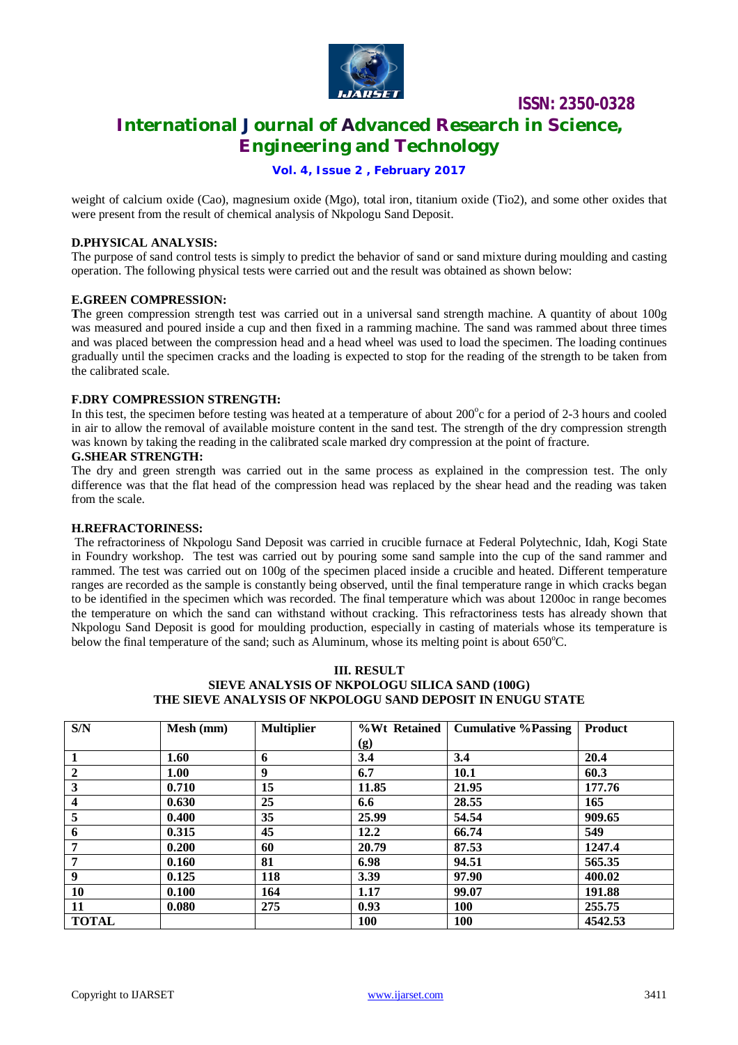weight of calcium oxide (Cao), magnesium oxide (Mgo), total iron, titanium oxide (Tio2), and some other oxides that were present from the result of chemical analysis of Nkpologu Sand Deposit.

### D.PHYSICAL ANALYSIS:

The purpose of sand control tests is simply to predict the behavior of sand or sand mixture during moulding and casting operation. The following physical tests were carried out and the result was obtained as shown below:

### E.GREEN COMPRESSION:

The green compression strength test was carried out in a universal sand strength machine. A quantity of about 100g was measured and poured inside a cup and then fixed in a ramming machine. The sand was rammed about three times and was placed between the compression head and a head wheel was used to load the specimen. The loading continues gradually until the specimen cracks and the loading is expected to stop for the reading of the strength to be taken from the calibrated scale.

### F.DRY COMPRESSION STRENGTH:

In this test, the specimen before testing was heated at a temperature of about 200$^o$c for a period of 2-3 hours and cooled in air to allow the removal of available moisture content in the sand test. The strength of the dry compression strength was known by taking the reading in the calibrated scale marked dry compression at the point of fracture.

### G.SHEAR STRENGTH:

The dry and green strength was carried out in the same process as explained in the compression test. The only difference was that the flat head of the compression head was replaced by the shear head and the reading was taken from the scale.

### H.REFRACTORINESS:

The refractoriness of Nkpologu Sand Deposit was carried in crucible furnace at Federal Polytechnic, Idah, Kogi State in Foundry workshop. The test was carried out by pouring some sand sample into the cup of the sand rammer and rammed. The test was carried out on 100g of the specimen placed inside a crucible and heated. Different temperature ranges are recorded as the sample is constantly being observed, until the final temperature range in which cracks began to be identified in the specimen which was recorded. The final temperature which was about 1200oc in range becomes the temperature on which the sand can withstand without cracking. This refractoriness tests has already shown that Nkpologu Sand Deposit is good for moulding production, especially in casting of materials whose its temperature is below the final temperature of the sand; such as Aluminum, whose its melting point is about 650$^o$C.

## III. RESULT

**SIEVE ANALYSIS OF NKPOLOGU SILICA SAND (100G)**

**THE SIEVE ANALYSIS OF NKPOLOGU SAND DEPOSIT IN ENUGU STATE**

| S/N | Mesh (mm) | Multiplier | %Wt Retained (g) | Cumulative %Passing | Product |
|---|---|---|---|---|---|
| 1 | 1.60 | 6 | 3.4 | 3.4 | 20.4 |
| 2 | 1.00 | 9 | 6.7 | 10.1 | 60.3 |
| 3 | 0.710 | 15 | 11.85 | 21.95 | 177.76 |
| 4 | 0.630 | 25 | 6.6 | 28.55 | 165 |
| 5 | 0.400 | 35 | 25.99 | 54.54 | 909.65 |
| 6 | 0.315 | 45 | 12.2 | 66.74 | 549 |
| 7 | 0.200 | 60 | 20.79 | 87.53 | 1247.4 |
| 7 | 0.160 | 81 | 6.98 | 94.51 | 565.35 |
| 9 | 0.125 | 118 | 3.39 | 97.90 | 400.02 |
| 10 | 0.100 | 164 | 1.17 | 99.07 | 191.88 |
| 11 | 0.080 | 275 | 0.93 | 100 | 255.75 |
| TOTAL | | | 100 | 100 | 4542.53 |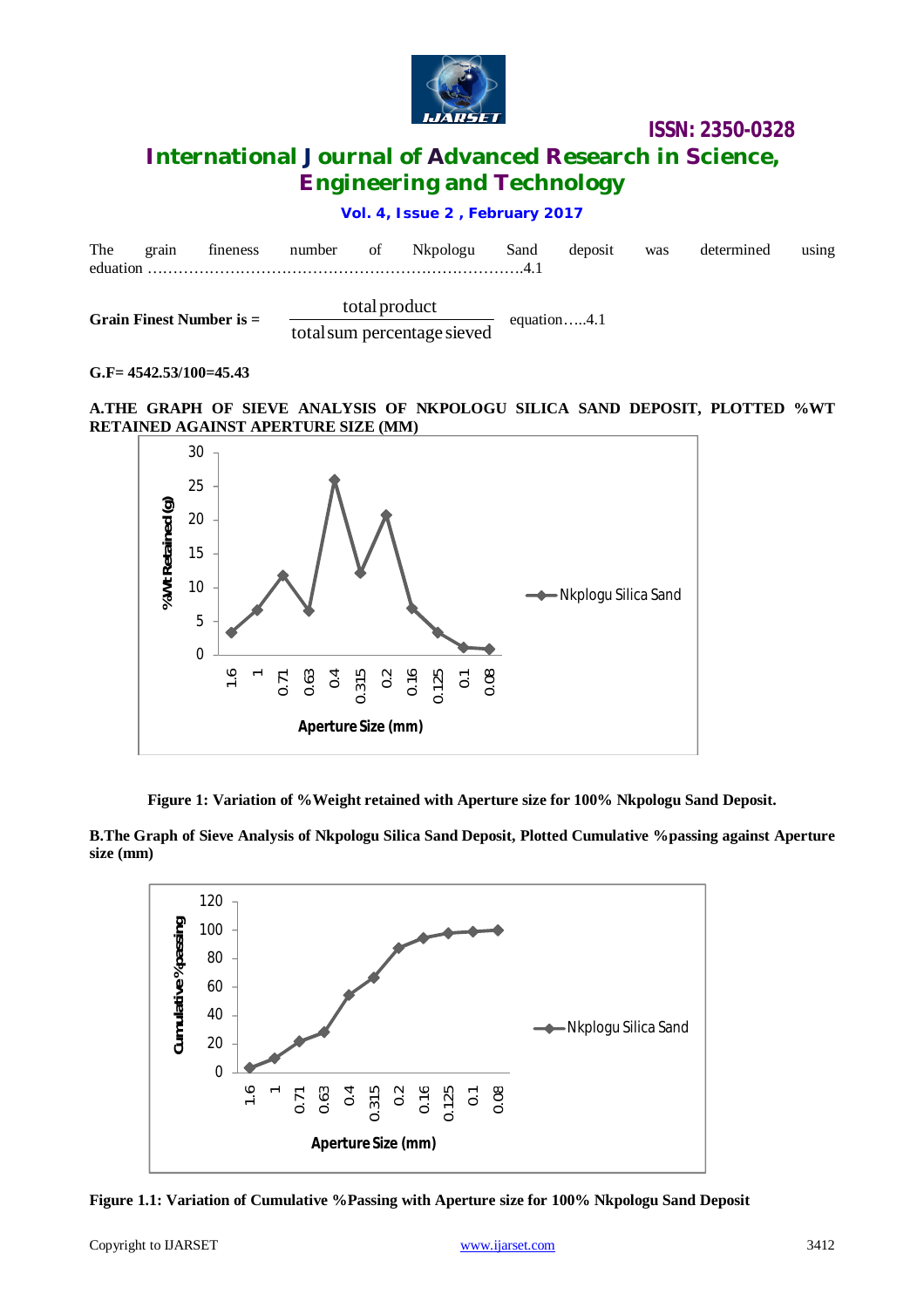The grain fineness number of Nkpologu Sand deposit was determined using eduation ……………………………………………………………….4.1

$$\textbf{Grain Finest Number is} = \frac{\text{total product}}{\text{total sum percentage sieved}} \quad \text{equation…..4.1}$$

**G.F= 4542.53/100=45.43**

**A.THE GRAPH OF SIEVE ANALYSIS OF NKPOLOGU SILICA SAND DEPOSIT, PLOTTED %WT RETAINED AGAINST APERTURE SIZE (MM)**

**Figure 1: Variation of %Weight retained with Aperture size for 100% Nkpologu Sand Deposit.**

**B.The Graph of Sieve Analysis of Nkpologu Silica Sand Deposit, Plotted Cumulative %passing against Aperture size (mm)**

**Figure 1.1: Variation of Cumulative %Passing with Aperture size for 100% Nkpologu Sand Deposit**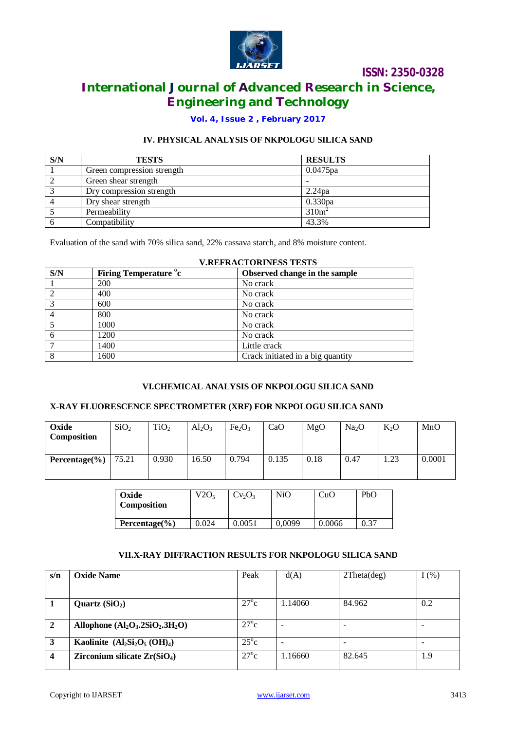## IV. PHYSICAL ANALYSIS OF NKPOLOGU SILICA SAND

| S/N | TESTS | RESULTS |
|---|---|---|
| 1 | Green compression strength | 0.0475pa |
| 2 | Green shear strength | - |
| 3 | Dry compression strength | 2.24pa |
| 4 | Dry shear strength | 0.330pa |
| 5 | Permeability | $310m^2$ |
| 6 | Compatibility | 43.3% |

Evaluation of the sand with 70% silica sand, 22% cassava starch, and 8% moisture content.

## V.REFRACTORINESS TESTS

| S/N | Firing Temperature °c | Observed change in the sample |
|---|---|---|
| 1 | 200 | No crack |
| 2 | 400 | No crack |
| 3 | 600 | No crack |
| 4 | 800 | No crack |
| 5 | 1000 | No crack |
| 6 | 1200 | No crack |
| 7 | 1400 | Little crack |
| 8 | 1600 | Crack initiated in a big quantity |

## VI.CHEMICAL ANALYSIS OF NKPOLOGU SILICA SAND

### X-RAY FLUORESCENCE SPECTROMETER (XRF) FOR NKPOLOGU SILICA SAND

| Oxide Composition | $SiO_2$ | $TiO_2$ | $Al_2O_3$ | $Fe_2O_3$ | CaO | MgO | $Na_2O$ | $K_2O$ | MnO |
|---|---|---|---|---|---|---|---|---|---|
| Percentage(%) | 75.21 | 0.930 | 16.50 | 0.794 | 0.135 | 0.18 | 0.47 | 1.23 | 0.0001 |

| Oxide Composition | $V2O_5$ | $Cv_2O_3$ | NiO | CuO | PbO |
|---|---|---|---|---|---|
| Percentage(%) | 0.024 | 0.0051 | 0,0099 | 0.0066 | 0.37 |

## VII.X-RAY DIFFRACTION RESULTS FOR NKPOLOGU SILICA SAND

| s/n | Oxide Name | Peak | d(A) | 2Theta(deg) | I (%) |
|---|---|---|---|---|---|
| 1 | Quartz ($SiO_2$) | 27°c | 1.14060 | 84.962 | 0.2 |
| 2 | Allophone ($Al_2O_3.2SiO_2.3H_2O$) | 27°c | - | - | - |
| 3 | Kaolinite ($Al_2Si_2O_5(OH)_4$) | 25°c | - | - | - |
| 4 | Zirconium silicate $Zr(SiO_4)$ | 27°c | 1.16660 | 82.645 | 1.9 |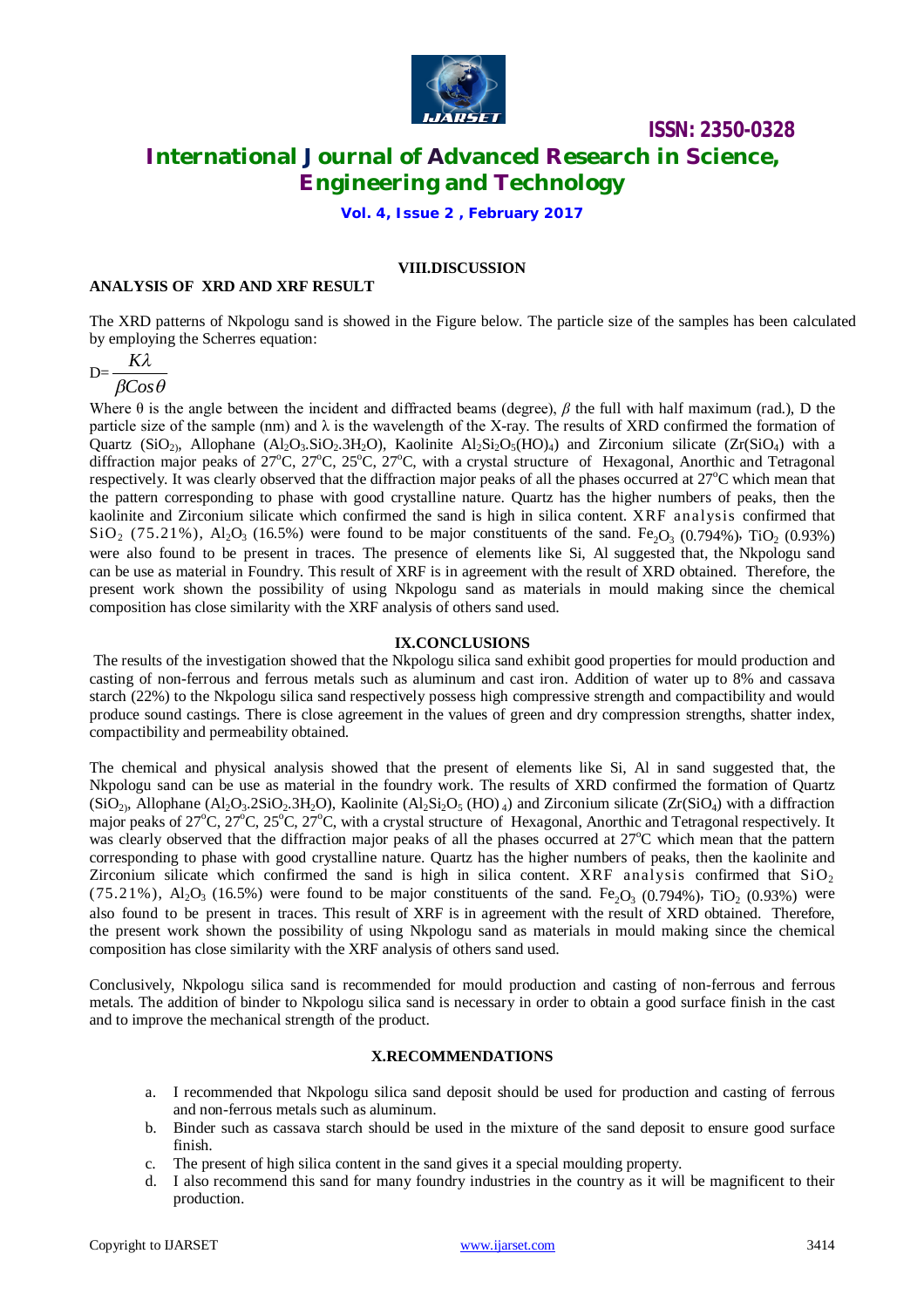## VIII.DISCUSSION

### ANALYSIS OF XRD AND XRF RESULT

The XRD patterns of Nkpologu sand is showed in the Figure below. The particle size of the samples has been calculated by employing the Scherres equation:

$$D=\frac{K\lambda}{\beta Cos\theta}$$

Where θ is the angle between the incident and diffracted beams (degree), $\beta$ the full with half maximum (rad.), D the particle size of the sample (nm) and λ is the wavelength of the X-ray. The results of XRD confirmed the formation of Quartz ($SiO_2$), Allophane ($Al_2O_3.SiO_2.3H_2O$), Kaolinite $Al_2Si_2O_5(HO)_4$) and Zirconium silicate ($Zr(SiO_4)$) with a diffraction major peaks of $27^oC$, $27^oC$, $25^oC$, $27^oC$, with a crystal structure of Hexagonal, Anorthic and Tetragonal respectively. It was clearly observed that the diffraction major peaks of all the phases occurred at $27^oC$ which mean that the pattern corresponding to phase with good crystalline nature. Quartz has the higher numbers of peaks, then the kaolinite and Zirconium silicate which confirmed the sand is high in silica content. XRF analysis confirmed that $SiO_2$ (75.21%), $Al_2O_3$ (16.5%) were found to be major constituents of the sand. $Fe_2O_3$ (0.794%), $TiO_2$ (0.93%) were also found to be present in traces. The presence of elements like Si, Al suggested that, the Nkpologu sand can be use as material in Foundry. This result of XRF is in agreement with the result of XRD obtained. Therefore, the present work shown the possibility of using Nkpologu sand as materials in mould making since the chemical composition has close similarity with the XRF analysis of others sand used.

## IX.CONCLUSIONS

The results of the investigation showed that the Nkpologu silica sand exhibit good properties for mould production and casting of non-ferrous and ferrous metals such as aluminum and cast iron. Addition of water up to 8% and cassava starch (22%) to the Nkpologu silica sand respectively possess high compressive strength and compactibility and would produce sound castings. There is close agreement in the values of green and dry compression strengths, shatter index, compactibility and permeability obtained.

The chemical and physical analysis showed that the present of elements like Si, Al in sand suggested that, the Nkpologu sand can be use as material in the foundry work. The results of XRD confirmed the formation of Quartz ($SiO_2$), Allophane ($Al_2O_3.2SiO_2.3H_2O$), Kaolinite ($Al_2Si_2O_5(HO)_4$) and Zirconium silicate ($Zr(SiO_4)$) with a diffraction major peaks of $27^oC$, $27^oC$, $25^oC$, $27^oC$, with a crystal structure of Hexagonal, Anorthic and Tetragonal respectively. It was clearly observed that the diffraction major peaks of all the phases occurred at $27^oC$ which mean that the pattern corresponding to phase with good crystalline nature. Quartz has the higher numbers of peaks, then the kaolinite and Zirconium silicate which confirmed the sand is high in silica content. XRF analysis confirmed that $SiO_2$ (75.21%), $Al_2O_3$ (16.5%) were found to be major constituents of the sand. $Fe_2O_3$ (0.794%), $TiO_2$ (0.93%) were also found to be present in traces. This result of XRF is in agreement with the result of XRD obtained. Therefore, the present work shown the possibility of using Nkpologu sand as materials in mould making since the chemical composition has close similarity with the XRF analysis of others sand used.

Conclusively, Nkpologu silica sand is recommended for mould production and casting of non-ferrous and ferrous metals. The addition of binder to Nkpologu silica sand is necessary in order to obtain a good surface finish in the cast and to improve the mechanical strength of the product.

## X.RECOMMENDATIONS

a. I recommended that Nkpologu silica sand deposit should be used for production and casting of ferrous and non-ferrous metals such as aluminum.
b. Binder such as cassava starch should be used in the mixture of the sand deposit to ensure good surface finish.
c. The present of high silica content in the sand gives it a special moulding property.
d. I also recommend this sand for many foundry industries in the country as it will be magnificent to their production.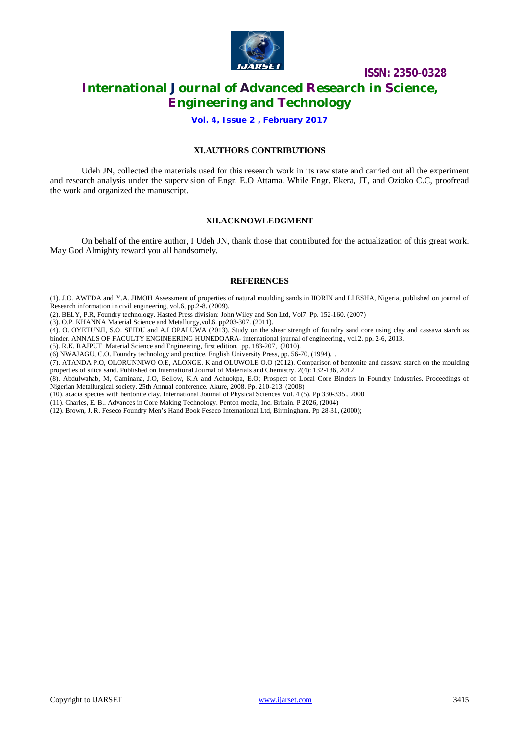## XI.AUTHORS CONTRIBUTIONS

Udeh JN, collected the materials used for this research work in its raw state and carried out all the experiment and research analysis under the supervision of Engr. E.O Attama. While Engr. Ekera, JT, and Ozioko C.C, proofread the work and organized the manuscript.

## XII.ACKNOWLEDGMENT

On behalf of the entire author, I Udeh JN, thank those that contributed for the actualization of this great work. May God Almighty reward you all handsomely.

## REFERENCES

(1). J.O. AWEDA and Y.A. JIMOH Assessment of properties of natural moulding sands in IIORIN and LLESHA, Nigeria, published on journal of Research information in civil engineering, vol.6, pp.2-8. (2009).

(2). BELY, P.R, Foundry technology. Hasted Press division: John Wiley and Son Ltd, Vol7. Pp. 152-160. (2007)

(3). O.P. KHANNA Material Science and Metallurgy,vol.6. pp203-307. (2011).

(4). O. OYETUNJI, S.O. SEIDU and A.I OPALUWA (2013). Study on the shear strength of foundry sand core using clay and cassava starch as binder. ANNALS OF FACULTY ENGINEERING HUNEDOARA- international journal of engineering., vol.2. pp. 2-6, 2013.

(5). R.K. RAJPUT Material Science and Engineering, first edition, pp. 183-207, (2010).

(6) NWAJAGU, C.O. Foundry technology and practice. English University Press, pp. 56-70, (1994). .

(7). ATANDA P.O, OLORUNNIWO O.E, ALONGE. K and OLUWOLE O.O (2012). Comparison of bentonite and cassava starch on the moulding properties of silica sand. Published on International Journal of Materials and Chemistry. 2(4): 132-136, 2012

(8). Abdulwahab, M, Gaminana, J.O, Bellow, K.A and Achuokpa, E.O; Prospect of Local Core Binders in Foundry Industries. Proceedings of Nigerian Metallurgical society. 25th Annual conference. Akure, 2008. Pp. 210-213 (2008)

(10). acacia species with bentonite clay. International Journal of Physical Sciences Vol. 4 (5). Pp 330-335., 2000

(11). Charles, E. B.. Advances in Core Making Technology. Penton media, Inc. Britain. P 2026, (2004)

(12). Brown, J. R. Feseco Foundry Men's Hand Book Feseco International Ltd, Birmingham. Pp 28-31, (2000);